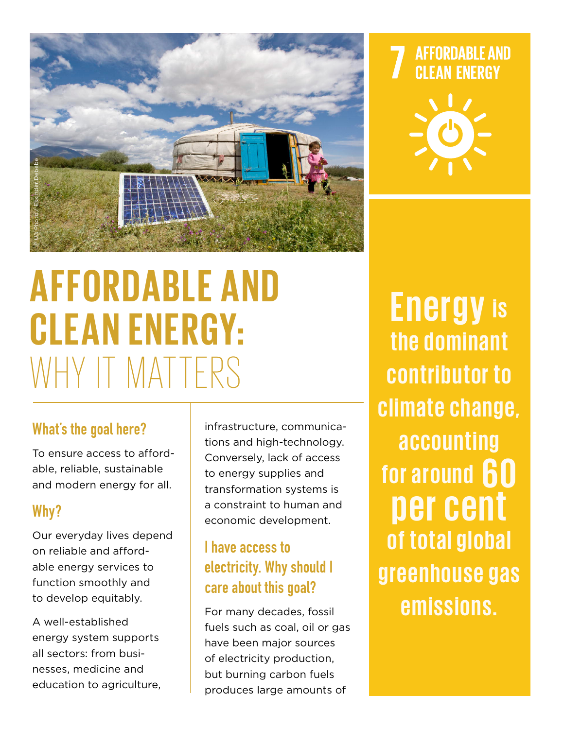# AFFORDABLE AND CLEAN ENERGY: WHY IT MATTERS

7 AFFORDABLE AND CLEAN ENERGY

© UN Photo / Eskinder Debebe

## What's the goal here?

To ensure access to affordable, reliable, sustainable and modern energy for all.

## Why?

Our everyday lives depend on reliable and affordable energy services to function smoothly and to develop equitably.

A well-established energy system supports all sectors: from businesses, medicine and education to agriculture, infrastructure, communications and high-technology. Conversely, lack of access to energy supplies and transformation systems is a constraint to human and economic development.

## I have access to electricity. Why should I care about this goal?

For many decades, fossil fuels such as coal, oil or gas have been major sources of electricity production, but burning carbon fuels produces large amounts of

**Energy is the dominant contributor to climate change, accounting for around 60 per cent of total global greenhouse gas emissions.**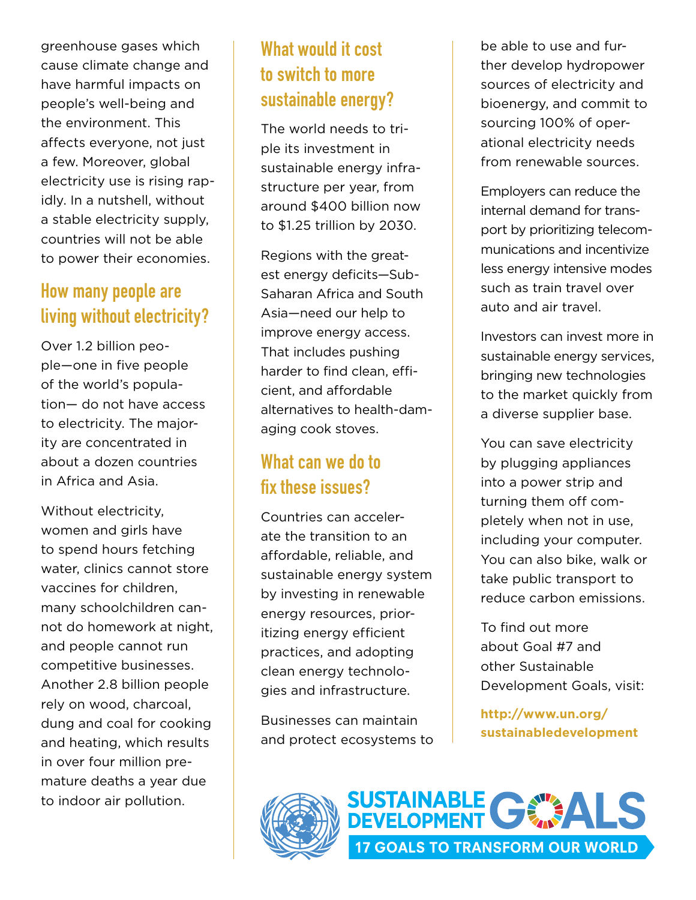greenhouse gases which cause climate change and have harmful impacts on people's well-being and the environment. This affects everyone, not just a few. Moreover, global electricity use is rising rapidly. In a nutshell, without a stable electricity supply, countries will not be able to power their economies.

## How many people are living without electricity?

Over 1.2 billion people—one in five people of the world's population— do not have access to electricity. The majority are concentrated in about a dozen countries in Africa and Asia.

Without electricity, women and girls have to spend hours fetching water, clinics cannot store vaccines for children, many schoolchildren cannot do homework at night, and people cannot run competitive businesses. Another 2.8 billion people rely on wood, charcoal, dung and coal for cooking and heating, which results in over four million premature deaths a year due to indoor air pollution.

## What would it cost to switch to more sustainable energy?

The world needs to triple its investment in sustainable energy infrastructure per year, from around $400 billion now to $1.25 trillion by 2030.

Regions with the greatest energy deficits—Sub-Saharan Africa and South Asia—need our help to improve energy access. That includes pushing harder to find clean, efficient, and affordable alternatives to health-damaging cook stoves.

## What can we do to fix these issues?

Countries can accelerate the transition to an affordable, reliable, and sustainable energy system by investing in renewable energy resources, prioritizing energy efficient practices, and adopting clean energy technologies and infrastructure.

Businesses can maintain and protect ecosystems to be able to use and further develop hydropower sources of electricity and bioenergy, and commit to sourcing 100% of operational electricity needs from renewable sources.

Employers can reduce the internal demand for transport by prioritizing telecommunications and incentivize less energy intensive modes such as train travel over auto and air travel.

Investors can invest more in sustainable energy services, bringing new technologies to the market quickly from a diverse supplier base.

You can save electricity by plugging appliances into a power strip and turning them off completely when not in use, including your computer. You can also bike, walk or take public transport to reduce carbon emissions.

To find out more about Goal #7 and other Sustainable Development Goals, visit:

**http://www.un.org/sustainabledevelopment**

SUSTAINABLE DEVELOPMENT GOALS

17 GOALS TO TRANSFORM OUR WORLD